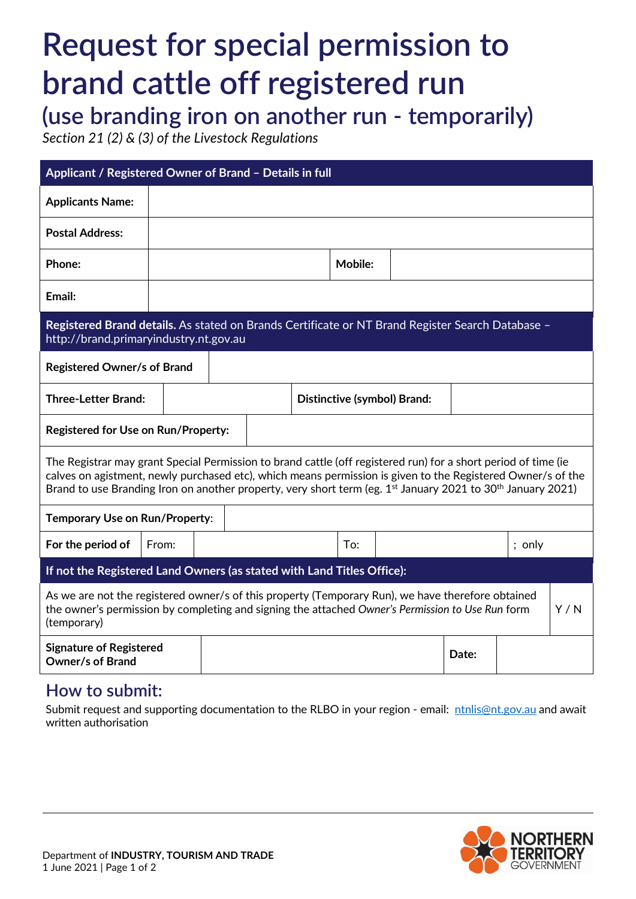# Request for special permission to brand cattle off registered run

## (use branding iron on another run - temporarily)

*Section 21 (2) & (3) of the Livestock Regulations*

| **Applicant / Registered Owner of Brand – Details in full** | | | |
|---|---|---|---|
| **Applicants Name:** | | | |
| **Postal Address:** | | | |
| **Phone:** | | **Mobile:** | |
| **Email:** | | | |

| **Registered Brand details.** As stated on Brands Certificate or NT Brand Register Search Database – http://brand.primaryindustry.nt.gov.au | | | |
|---|---|---|---|
| **Registered Owner/s of Brand** | | | |
| **Three-Letter Brand:** | | **Distinctive (symbol) Brand:** | |
| **Registered for Use on Run/Property:** | | | |

The Registrar may grant Special Permission to brand cattle (off registered run) for a short period of time (ie calves on agistment, newly purchased etc), which means permission is given to the Registered Owner/s of the Brand to use Branding Iron on another property, very short term (eg. 1st January 2021 to 30th January 2021)

| **Temporary Use on Run/Property:** | | | | | |
|---|---|---|---|---|---|
| **For the period of** | From: | | To: | | ; only |

| **If not the Registered Land Owners (as stated with Land Titles Office):** | |
|---|---|
| As we are not the registered owner/s of this property (Temporary Run), we have therefore obtained the owner's permission by completing and signing the attached *Owner's Permission to Use Run* form (temporary) | Y / N |

| **Signature of Registered Owner/s of Brand** | | **Date:** | |
|---|---|---|---|

## How to submit:

Submit request and supporting documentation to the RLBO in your region - email: ntnlis@nt.gov.au and await written authorisation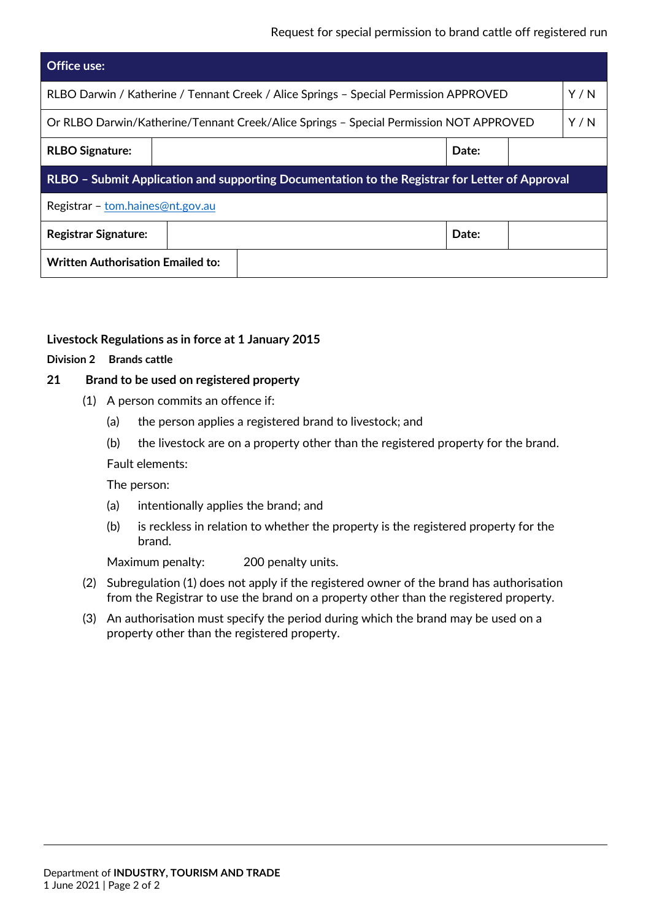| Office use: | | | | |
|---|---|---|---|---|
| RLBO Darwin / Katherine / Tennant Creek / Alice Springs – Special Permission APPROVED | | | | Y / N |
| Or RLBO Darwin/Katherine/Tennant Creek/Alice Springs – Special Permission NOT APPROVED | | | | Y / N |
| **RLBO Signature:** | | **Date:** | | |
| **RLBO – Submit Application and supporting Documentation to the Registrar for Letter of Approval** | | | | |
| Registrar – tom.haines@nt.gov.au | | | | |
| **Registrar Signature:** | | **Date:** | | |
| **Written Authorisation Emailed to:** | | | | |

**Livestock Regulations as in force at 1 January 2015**

**Division 2 Brands cattle**

**21 Brand to be used on registered property**

(1) A person commits an offence if:

(a) the person applies a registered brand to livestock; and

(b) the livestock are on a property other than the registered property for the brand.

Fault elements:

The person:

(a) intentionally applies the brand; and

(b) is reckless in relation to whether the property is the registered property for the brand.

Maximum penalty: 200 penalty units.

(2) Subregulation (1) does not apply if the registered owner of the brand has authorisation from the Registrar to use the brand on a property other than the registered property.

(3) An authorisation must specify the period during which the brand may be used on a property other than the registered property.